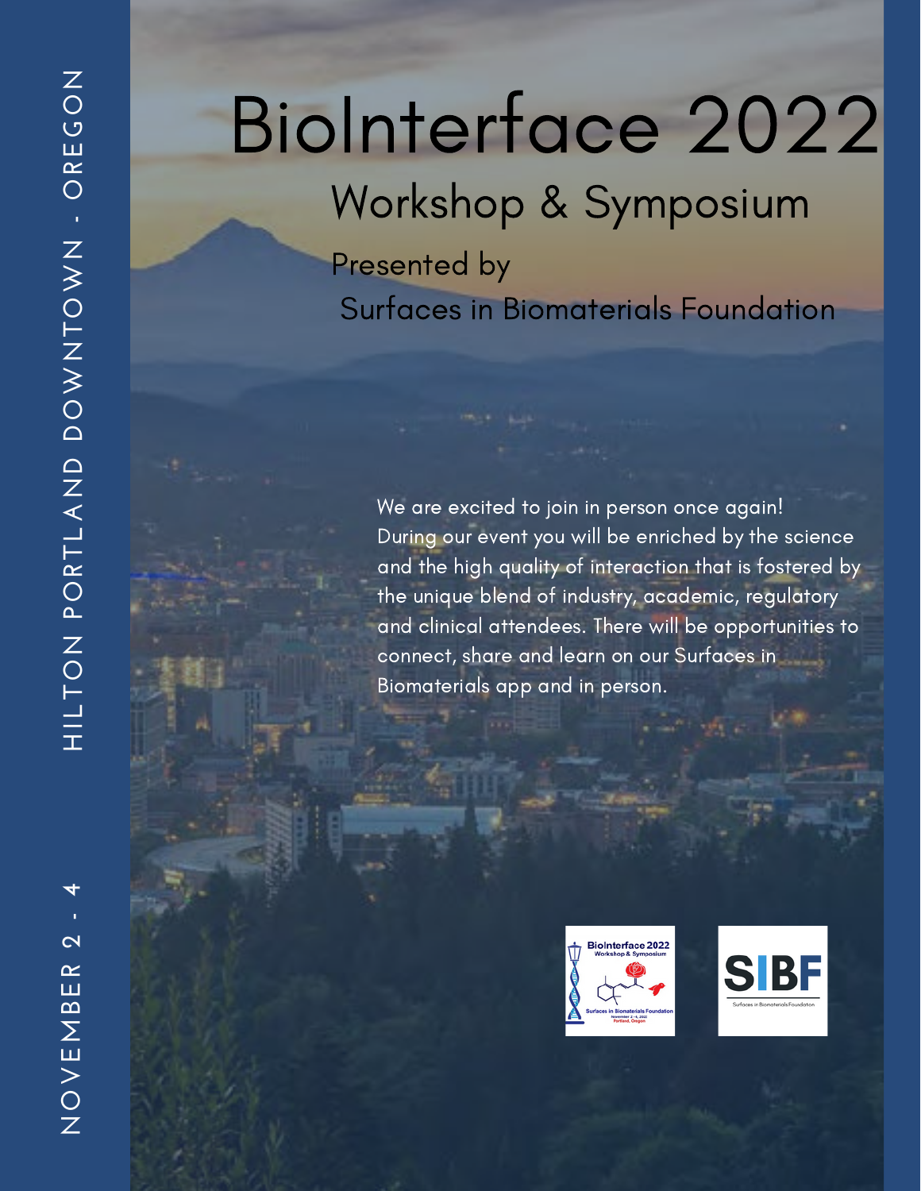# BioInterface 2022

## Workshop & Symposium

Presented by

Surfaces in Biomaterials Foundation

HILTON PORTLAND DOWNTOWN - OREGON

NOVEMBER 2 - 4

We are excited to join in person once again! During our event you will be enriched by the science and the high quality of interaction that is fostered by the unique blend of industry, academic, regulatory and clinical attendees. There will be opportunities to connect, share and learn on our Surfaces in Biomaterials app and in person.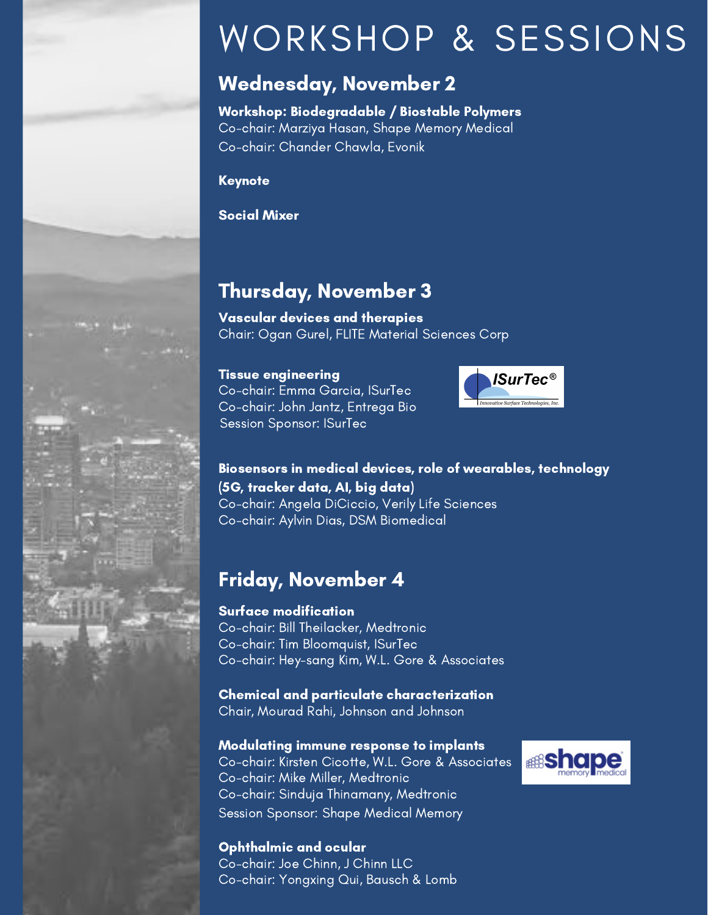# WORKSHOP & SESSIONS

## Wednesday, November 2

**Workshop: Biodegradable / Biostable Polymers**
Co-chair: Marziya Hasan, Shape Memory Medical
Co-chair: Chander Chawla, Evonik

**Keynote**

**Social Mixer**

## Thursday, November 3

**Vascular devices and therapies**
Chair: Ogan Gurel, FLITE Material Sciences Corp

**Tissue engineering**
Co-chair: Emma Garcia, ISurTec
Co-chair: John Jantz, Entrega Bio
Session Sponsor: ISurTec

**Biosensors in medical devices, role of wearables, technology (5G, tracker data, AI, big data)**
Co-chair: Angela DiCiccio, Verily Life Sciences
Co-chair: Aylvin Dias, DSM Biomedical

## Friday, November 4

**Surface modification**
Co-chair: Bill Theilacker, Medtronic
Co-chair: Tim Bloomquist, ISurTec
Co-chair: Hey-sang Kim, W.L. Gore & Associates

**Chemical and particulate characterization**
Chair, Mourad Rahi, Johnson and Johnson

**Modulating immune response to implants**
Co-chair: Kirsten Cicotte, W.L. Gore & Associates
Co-chair: Mike Miller, Medtronic
Co-chair: Sinduja Thinamany, Medtronic
Session Sponsor: Shape Medical Memory

**Ophthalmic and ocular**
Co-chair: Joe Chinn, J Chinn LLC
Co-chair: Yongxing Qui, Bausch & Lomb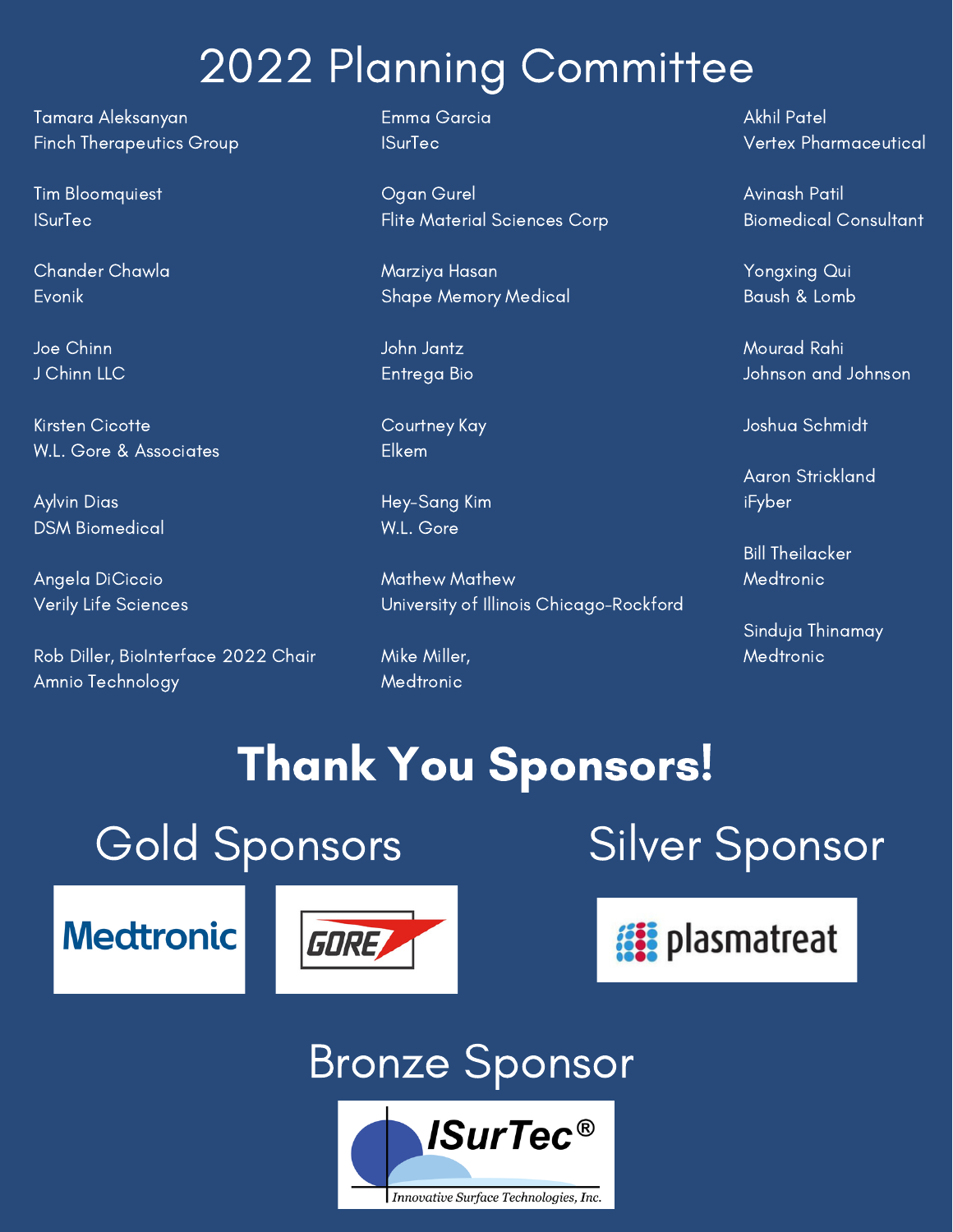# 2022 Planning Committee

Tamara Aleksanyan
Finch Therapeutics Group

Tim Bloomquiest
ISurTec

Chander Chawla
Evonik

Joe Chinn
J Chinn LLC

Kirsten Cicotte
W.L. Gore & Associates

Aylvin Dias
DSM Biomedical

Angela DiCiccio
Verily Life Sciences

Rob Diller, BioInterface 2022 Chair
Amnio Technology

Emma Garcia
ISurTec

Ogan Gurel
Flite Material Sciences Corp

Marziya Hasan
Shape Memory Medical

John Jantz
Entrega Bio

Courtney Kay
Elkem

Hey-Sang Kim
W.L. Gore

Mathew Mathew
University of Illinois Chicago-Rockford

Mike Miller,
Medtronic

Akhil Patel
Vertex Pharmaceutical

Avinash Patil
Biomedical Consultant

Yongxing Qui
Baush & Lomb

Mourad Rahi
Johnson and Johnson

Joshua Schmidt

Aaron Strickland
iFyber

Bill Theilacker
Medtronic

Sinduja Thinamay
Medtronic

# Thank You Sponsors!

## Gold Sponsors

Medtronic

GORE

## Silver Sponsor

plasmatreat

## Bronze Sponsor

ISurTec®
Innovative Surface Technologies, Inc.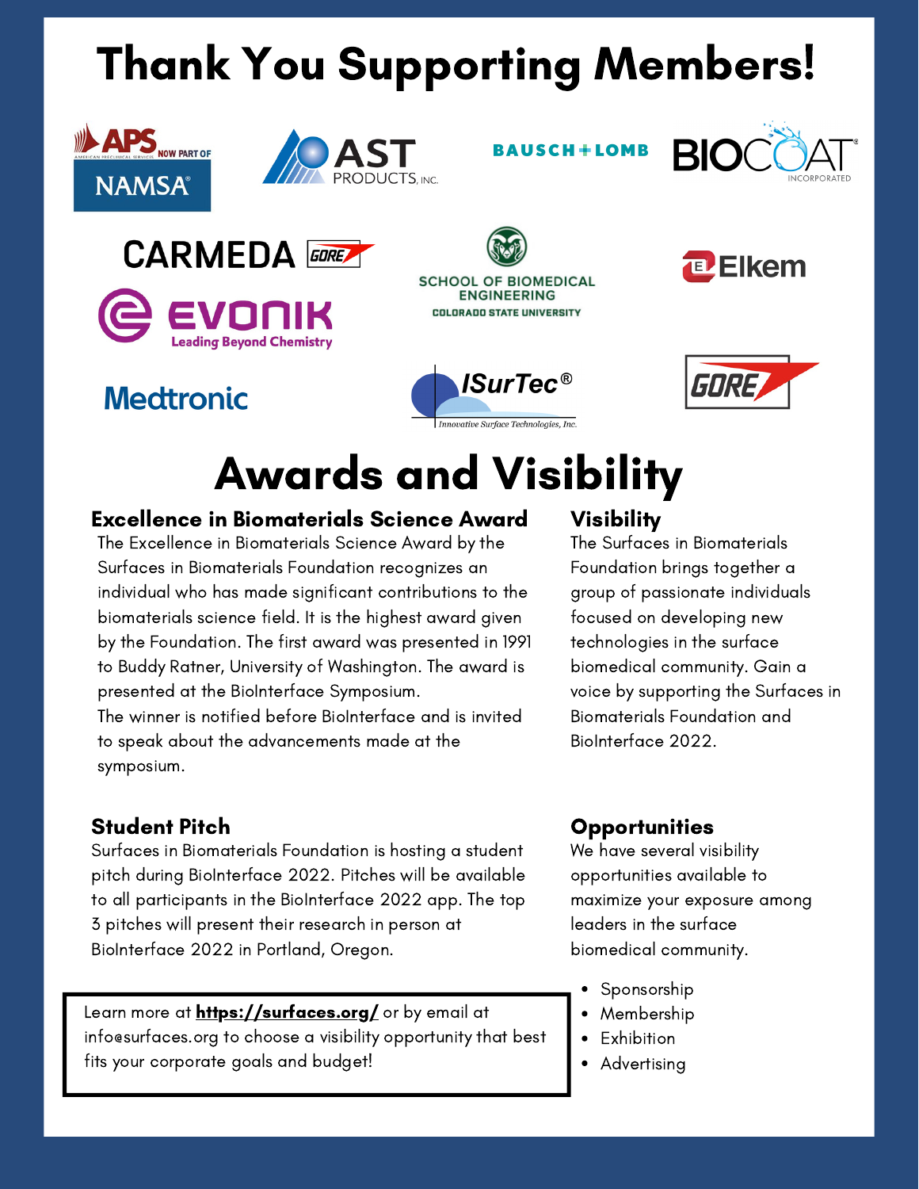# Thank You Supporting Members!

APS NOW PART OF NAMSA

AST PRODUCTS, INC.

BAUSCH + LOMB

BIOCOAT INCORPORATED

CARMEDA GORE

SCHOOL OF BIOMEDICAL ENGINEERING COLORADO STATE UNIVERSITY

Elkem

EVONIK Leading Beyond Chemistry

Medtronic

ISurTec® Innovative Surface Technologies, Inc.

GORE

# Awards and Visibility

### Excellence in Biomaterials Science Award

The Excellence in Biomaterials Science Award by the Surfaces in Biomaterials Foundation recognizes an individual who has made significant contributions to the biomaterials science field. It is the highest award given by the Foundation. The first award was presented in 1991 to Buddy Ratner, University of Washington. The award is presented at the BioInterface Symposium.

The winner is notified before BioInterface and is invited to speak about the advancements made at the symposium.

### Visibility

The Surfaces in Biomaterials Foundation brings together a group of passionate individuals focused on developing new technologies in the surface biomedical community. Gain a voice by supporting the Surfaces in Biomaterials Foundation and BioInterface 2022.

### Student Pitch

Surfaces in Biomaterials Foundation is hosting a student pitch during BioInterface 2022. Pitches will be available to all participants in the BioInterface 2022 app. The top 3 pitches will present their research in person at BioInterface 2022 in Portland, Oregon.

### Opportunities

We have several visibility opportunities available to maximize your exposure among leaders in the surface biomedical community.

- Sponsorship
- Membership
- Exhibition
- Advertising

Learn more at **https://surfaces.org/** or by email at info@surfaces.org to choose a visibility opportunity that best fits your corporate goals and budget!